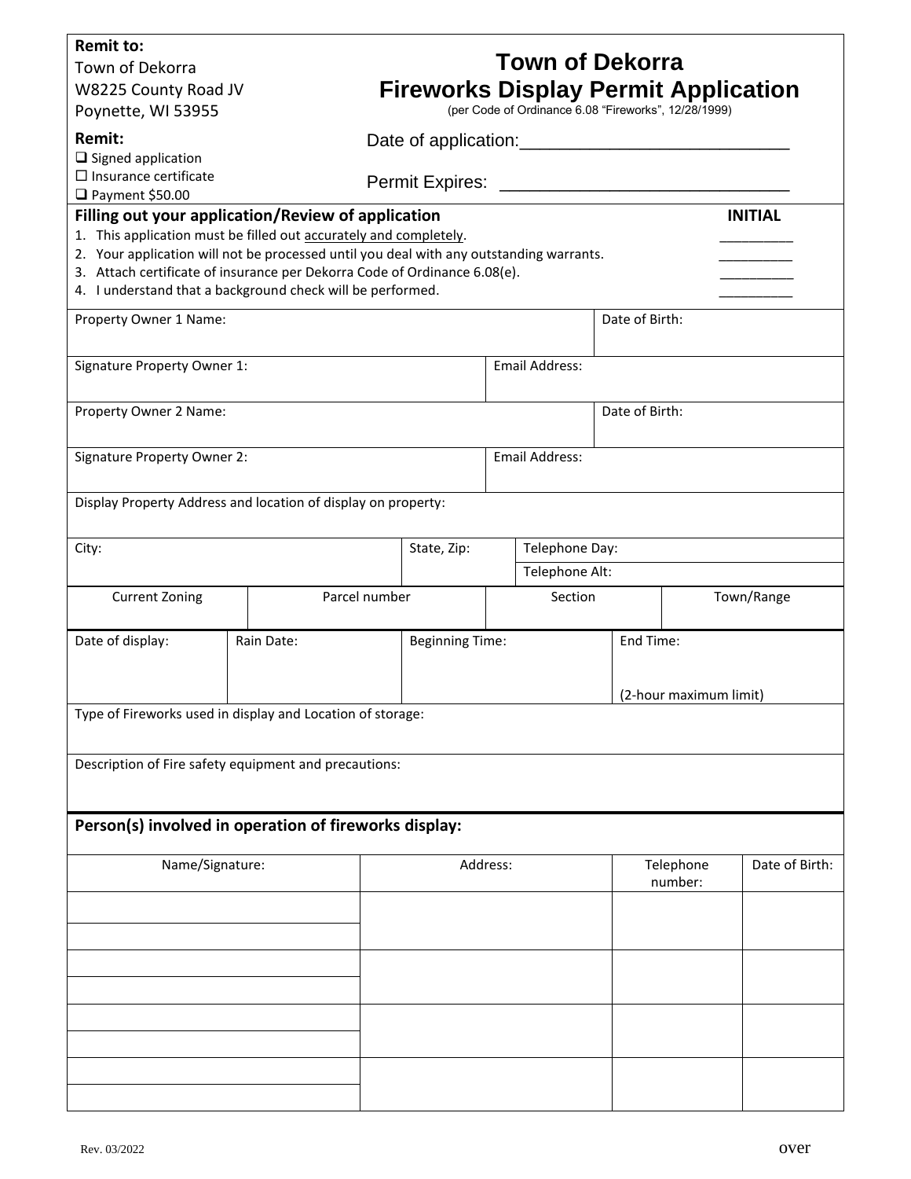**Remit to:**
Town of Dekorra
W8225 County Road JV
Poynette, WI 53955

**Remit:**
- ☐ Signed application
- ☐ Insurance certificate
- ☐ Payment $50.00

# Town of Dekorra
# Fireworks Display Permit Application

(per Code of Ordinance 6.08 "Fireworks", 12/28/1999)

Date of application:___________________________

Permit Expires: ______________________________

**Filling out your application/Review of application** **INITIAL**

1. This application must be filled out accurately and completely. _________
2. Your application will not be processed until you deal with any outstanding warrants. _________
3. Attach certificate of insurance per Dekorra Code of Ordinance 6.08(e). _________
4. I understand that a background check will be performed. _________

| Property Owner 1 Name: | Date of Birth: |
|---|---|
| **Signature Property Owner 1:** | **Email Address:** |
| Property Owner 2 Name: | Date of Birth: |
| Signature Property Owner 2: | Email Address: |

Display Property Address and location of display on property:

| City: | State, Zip: | Telephone Day: |
|---|---|---|
| | | Telephone Alt: |

| Current Zoning | Parcel number | Section | Town/Range |
|---|---|---|---|
| | | | |

| Date of display: | Rain Date: | Beginning Time: | End Time: (2-hour maximum limit) |
|---|---|---|---|
| | | | |

Type of Fireworks used in display and Location of storage:

Description of Fire safety equipment and precautions:

**Person(s) involved in operation of fireworks display:**

| Name/Signature: | Address: | Telephone number: | Date of Birth: |
|---|---|---|---|
| | | | |
| | | | |
| | | | |
| | | | |
| | | | |
| | | | |
| | | | |
| | | | |

Rev. 03/2022

over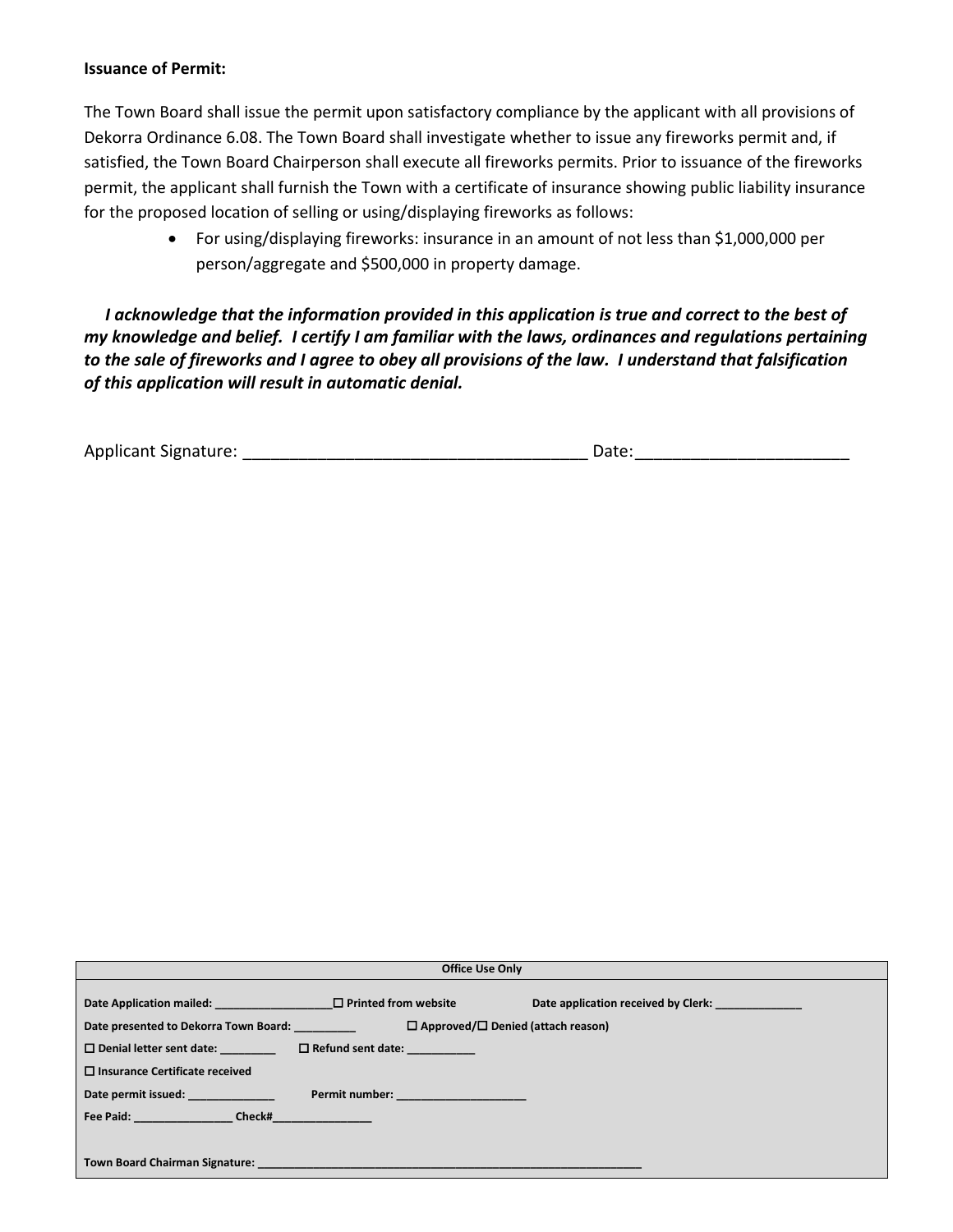**Issuance of Permit:**

The Town Board shall issue the permit upon satisfactory compliance by the applicant with all provisions of Dekorra Ordinance 6.08. The Town Board shall investigate whether to issue any fireworks permit and, if satisfied, the Town Board Chairperson shall execute all fireworks permits. Prior to issuance of the fireworks permit, the applicant shall furnish the Town with a certificate of insurance showing public liability insurance for the proposed location of selling or using/displaying fireworks as follows:

- For using/displaying fireworks: insurance in an amount of not less than $1,000,000 per person/aggregate and $500,000 in property damage.

***I acknowledge that the information provided in this application is true and correct to the best of my knowledge and belief. I certify I am familiar with the laws, ordinances and regulations pertaining to the sale of fireworks and I agree to obey all provisions of the law. I understand that falsification of this application will result in automatic denial.***

Applicant Signature: ______________________________________ Date:_______________________

**Office Use Only**

**Date Application mailed:** __________________ ☐ **Printed from website** **Date application received by Clerk:** ______________

**Date presented to Dekorra Town Board:** __________ ☐ **Approved**/☐ **Denied (attach reason)**

☐ **Denial letter sent date:** _________ ☐ **Refund sent date:** ___________

☐ **Insurance Certificate received**

**Date permit issued:** ______________ **Permit number:** ____________________

**Fee Paid:** _______________ **Check#**_______________

**Town Board Chairman Signature:** ______________________________________________________________